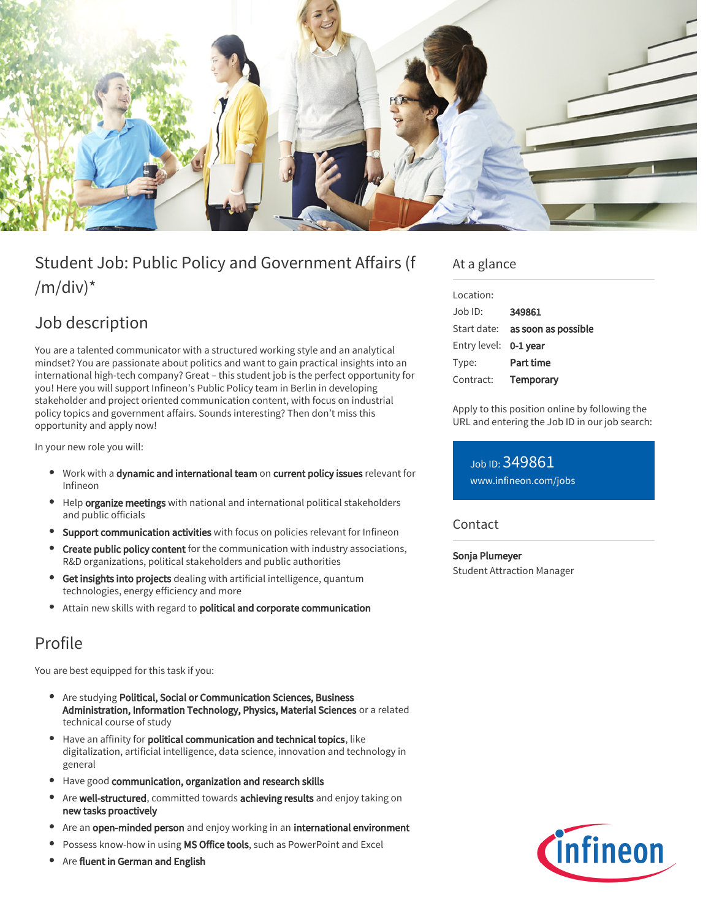# Student Job: Public Policy and Government Affairs (f /m/div)*

## Job description

You are a talented communicator with a structured working style and an analytical mindset? You are passionate about politics and want to gain practical insights into an international high-tech company? Great – this student job is the perfect opportunity for you! Here you will support Infineon's Public Policy team in Berlin in developing stakeholder and project oriented communication content, with focus on industrial policy topics and government affairs. Sounds interesting? Then don't miss this opportunity and apply now!

In your new role you will:

- Work with a **dynamic and international team** on **current policy issues** relevant for Infineon
- Help **organize meetings** with national and international political stakeholders and public officials
- **Support communication activities** with focus on policies relevant for Infineon
- **Create public policy content** for the communication with industry associations, R&D organizations, political stakeholders and public authorities
- **Get insights into projects** dealing with artificial intelligence, quantum technologies, energy efficiency and more
- Attain new skills with regard to **political and corporate communication**

## Profile

You are best equipped for this task if you:

- Are studying **Political, Social or Communication Sciences, Business Administration, Information Technology, Physics, Material Sciences** or a related technical course of study
- Have an affinity for **political communication and technical topics**, like digitalization, artificial intelligence, data science, innovation and technology in general
- Have good **communication, organization and research skills**
- Are **well-structured**, committed towards **achieving results** and enjoy taking on **new tasks proactively**
- Are an **open-minded person** and enjoy working in an **international environment**
- Possess know-how in using **MS Office tools**, such as PowerPoint and Excel
- Are **fluent in German and English**

## At a glance

| | |
|---|---|
| Location: | |
| Job ID: | **349861** |
| Start date: | **as soon as possible** |
| Entry level: | **0-1 year** |
| Type: | **Part time** |
| Contract: | **Temporary** |

Apply to this position online by following the URL and entering the Job ID in our job search:

Job ID: 349861
www.infineon.com/jobs

## Contact

**Sonja Plumeyer**
Student Attraction Manager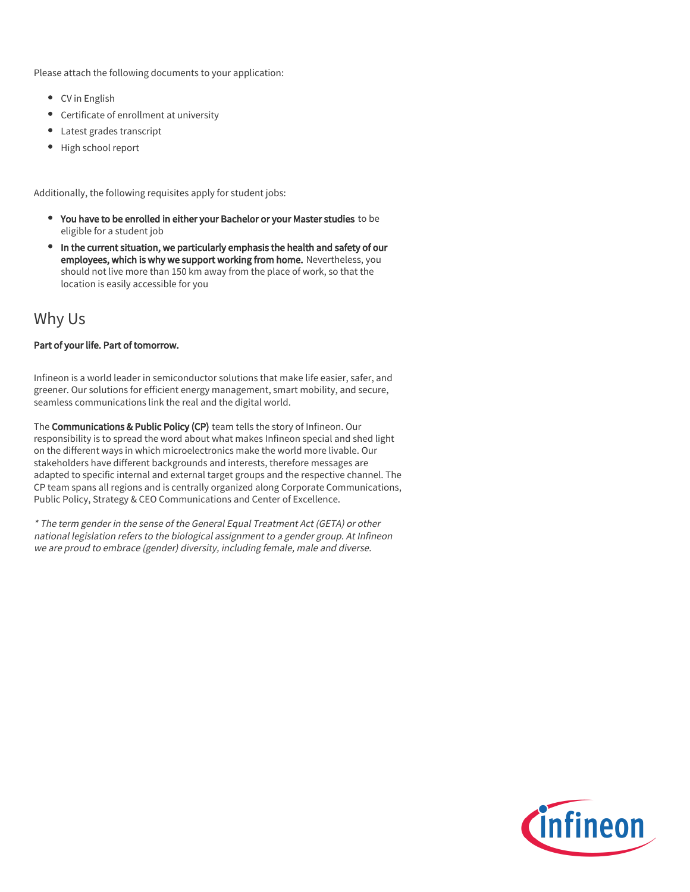Please attach the following documents to your application:

- CV in English
- Certificate of enrollment at university
- Latest grades transcript
- High school report

Additionally, the following requisites apply for student jobs:

- **You have to be enrolled in either your Bachelor or your Master studies** to be eligible for a student job
- **In the current situation, we particularly emphasis the health and safety of our employees, which is why we support working from home.** Nevertheless, you should not live more than 150 km away from the place of work, so that the location is easily accessible for you

## Why Us

**Part of your life. Part of tomorrow.**

Infineon is a world leader in semiconductor solutions that make life easier, safer, and greener. Our solutions for efficient energy management, smart mobility, and secure, seamless communications link the real and the digital world.

The **Communications & Public Policy (CP)** team tells the story of Infineon. Our responsibility is to spread the word about what makes Infineon special and shed light on the different ways in which microelectronics make the world more livable. Our stakeholders have different backgrounds and interests, therefore messages are adapted to specific internal and external target groups and the respective channel. The CP team spans all regions and is centrally organized along Corporate Communications, Public Policy, Strategy & CEO Communications and Center of Excellence.

*\* The term gender in the sense of the General Equal Treatment Act (GETA) or other national legislation refers to the biological assignment to a gender group. At Infineon we are proud to embrace (gender) diversity, including female, male and diverse.*